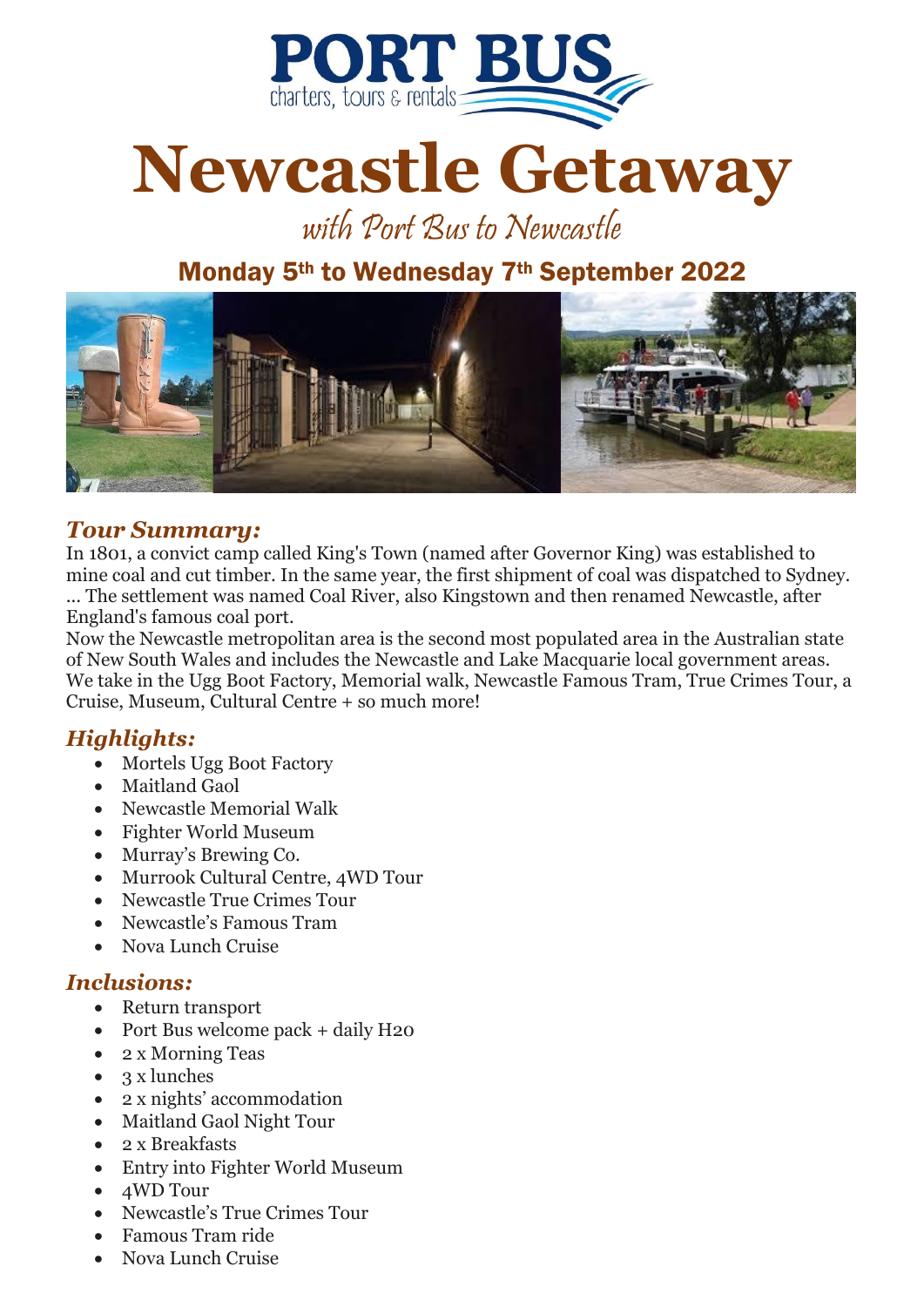PORT BUS

charters, tours & rentals

# Newcastle Getaway

*with Port Bus to Newcastle*

## Monday 5th to Wednesday 7th September 2022

### *Tour Summary:*

In 1801, a convict camp called King's Town (named after Governor King) was established to mine coal and cut timber. In the same year, the first shipment of coal was dispatched to Sydney. ... The settlement was named Coal River, also Kingstown and then renamed Newcastle, after England's famous coal port.

Now the Newcastle metropolitan area is the second most populated area in the Australian state of New South Wales and includes the Newcastle and Lake Macquarie local government areas. We take in the Ugg Boot Factory, Memorial walk, Newcastle Famous Tram, True Crimes Tour, a Cruise, Museum, Cultural Centre + so much more!

### *Highlights:*

- Mortels Ugg Boot Factory
- Maitland Gaol
- Newcastle Memorial Walk
- Fighter World Museum
- Murray's Brewing Co.
- Murrook Cultural Centre, 4WD Tour
- Newcastle True Crimes Tour
- Newcastle's Famous Tram
- Nova Lunch Cruise

### *Inclusions:*

- Return transport
- Port Bus welcome pack + daily H2o
- 2 x Morning Teas
- 3 x lunches
- 2 x nights' accommodation
- Maitland Gaol Night Tour
- 2 x Breakfasts
- Entry into Fighter World Museum
- 4WD Tour
- Newcastle's True Crimes Tour
- Famous Tram ride
- Nova Lunch Cruise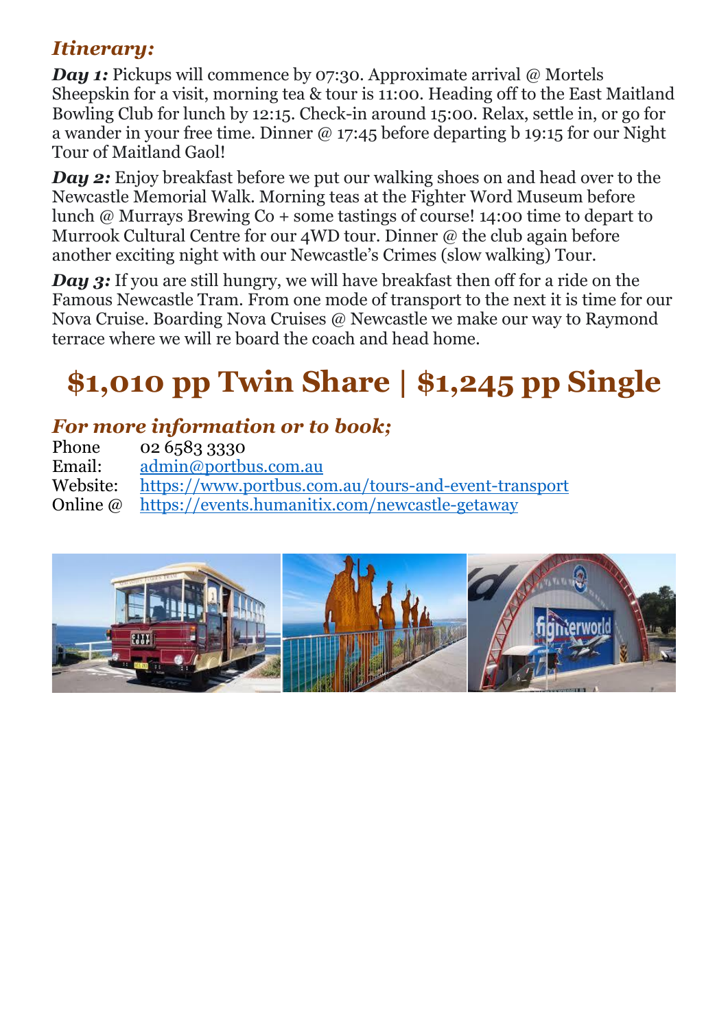## *Itinerary:*

***Day 1:*** Pickups will commence by 07:30. Approximate arrival @ Mortels Sheepskin for a visit, morning tea & tour is 11:00. Heading off to the East Maitland Bowling Club for lunch by 12:15. Check-in around 15:00. Relax, settle in, or go for a wander in your free time. Dinner @ 17:45 before departing b 19:15 for our Night Tour of Maitland Gaol!

***Day 2:*** Enjoy breakfast before we put our walking shoes on and head over to the Newcastle Memorial Walk. Morning teas at the Fighter Word Museum before lunch @ Murrays Brewing Co + some tastings of course! 14:00 time to depart to Murrook Cultural Centre for our 4WD tour. Dinner @ the club again before another exciting night with our Newcastle's Crimes (slow walking) Tour.

***Day 3:*** If you are still hungry, we will have breakfast then off for a ride on the Famous Newcastle Tram. From one mode of transport to the next it is time for our Nova Cruise. Boarding Nova Cruises @ Newcastle we make our way to Raymond terrace where we will re board the coach and head home.

# $1,010 pp Twin Share | $1,245 pp Single

## *For more information or to book;*

Phone 02 6583 3330
Email: admin@portbus.com.au
Website: https://www.portbus.com.au/tours-and-event-transport
Online @ https://events.humanitix.com/newcastle-getaway